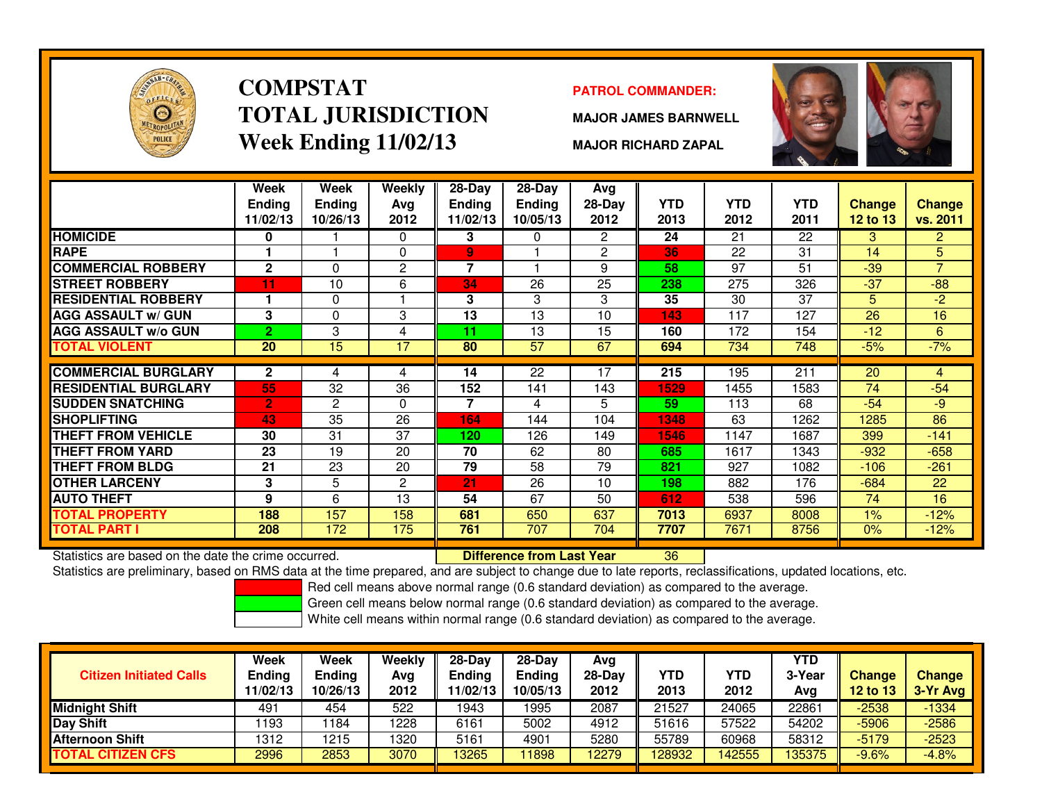# COMPSTAT
# TOTAL JURISDICTION
## Week Ending 11/02/13

**PATROL COMMANDER:**

**MAJOR JAMES BARNWELL**

**MAJOR RICHARD ZAPAL**

| | Week Ending 11/02/13 | Week Ending 10/26/13 | Weekly Avg 2012 | 28-Day Ending 11/02/13 | 28-Day Ending 10/05/13 | Avg 28-Day 2012 | YTD 2013 | YTD 2012 | YTD 2011 | Change 12 to 13 | Change vs. 2011 |
|---|---|---|---|---|---|---|---|---|---|---|---|
| HOMICIDE | 0 | 1 | 0 | 3 | 0 | 2 | 24 | 21 | 22 | 3 | 2 |
| RAPE | 1 | 1 | 0 | 9 | 1 | 2 | 36 | 22 | 31 | 14 | 5 |
| COMMERCIAL ROBBERY | 2 | 0 | 2 | 7 | 1 | 9 | 58 | 97 | 51 | -39 | 7 |
| STREET ROBBERY | 11 | 10 | 6 | 34 | 26 | 25 | 238 | 275 | 326 | -37 | -88 |
| RESIDENTIAL ROBBERY | 1 | 0 | 1 | 3 | 3 | 3 | 35 | 30 | 37 | 5 | -2 |
| AGG ASSAULT w/ GUN | 3 | 0 | 3 | 13 | 13 | 10 | 143 | 117 | 127 | 26 | 16 |
| AGG ASSAULT w/o GUN | 2 | 3 | 4 | 11 | 13 | 15 | 160 | 172 | 154 | -12 | 6 |
| TOTAL VIOLENT | 20 | 15 | 17 | 80 | 57 | 67 | 694 | 734 | 748 | -5% | -7% |
| COMMERCIAL BURGLARY | 2 | 4 | 4 | 14 | 22 | 17 | 215 | 195 | 211 | 20 | 4 |
| RESIDENTIAL BURGLARY | 55 | 32 | 36 | 152 | 141 | 143 | 1529 | 1455 | 1583 | 74 | -54 |
| SUDDEN SNATCHING | 2 | 2 | 0 | 7 | 4 | 5 | 59 | 113 | 68 | -54 | -9 |
| SHOPLIFTING | 43 | 35 | 26 | 164 | 144 | 104 | 1348 | 63 | 1262 | 1285 | 86 |
| THEFT FROM VEHICLE | 30 | 31 | 37 | 120 | 126 | 149 | 1546 | 1147 | 1687 | 399 | -141 |
| THEFT FROM YARD | 23 | 19 | 20 | 70 | 62 | 80 | 685 | 1617 | 1343 | -932 | -658 |
| THEFT FROM BLDG | 21 | 23 | 20 | 79 | 58 | 79 | 821 | 927 | 1082 | -106 | -261 |
| OTHER LARCENY | 3 | 5 | 2 | 21 | 26 | 10 | 198 | 882 | 176 | -684 | 22 |
| AUTO THEFT | 9 | 6 | 13 | 54 | 67 | 50 | 612 | 538 | 596 | 74 | 16 |
| TOTAL PROPERTY | 188 | 157 | 158 | 681 | 650 | 637 | 7013 | 6937 | 8008 | 1% | -12% |
| TOTAL PART I | 208 | 172 | 175 | 761 | 707 | 704 | 7707 | 7671 | 8756 | 0% | -12% |

Statistics are based on the date the crime occurred. **Difference from Last Year** 36

Statistics are preliminary, based on RMS data at the time prepared, and are subject to change due to late reports, reclassifications, updated locations, etc.

Red cell means above normal range (0.6 standard deviation) as compared to the average.

Green cell means below normal range (0.6 standard deviation) as compared to the average.

White cell means within normal range (0.6 standard deviation) as compared to the average.

| Citizen Initiated Calls | Week Ending 11/02/13 | Week Ending 10/26/13 | Weekly Avg 2012 | 28-Day Ending 11/02/13 | 28-Day Ending 10/05/13 | Avg 28-Day 2012 | YTD 2013 | YTD 2012 | YTD 3-Year Avg | Change 12 to 13 | Change 3-Yr Avg |
|---|---|---|---|---|---|---|---|---|---|---|---|
| Midnight Shift | 491 | 454 | 522 | 1943 | 1995 | 2087 | 21527 | 24065 | 22861 | -2538 | -1334 |
| Day Shift | 1193 | 1184 | 1228 | 6161 | 5002 | 4912 | 51616 | 57522 | 54202 | -5906 | -2586 |
| Afternoon Shift | 1312 | 1215 | 1320 | 5161 | 4901 | 5280 | 55789 | 60968 | 58312 | -5179 | -2523 |
| TOTAL CITIZEN CFS | 2996 | 2853 | 3070 | 13265 | 11898 | 12279 | 128932 | 142555 | 135375 | -9.6% | -4.8% |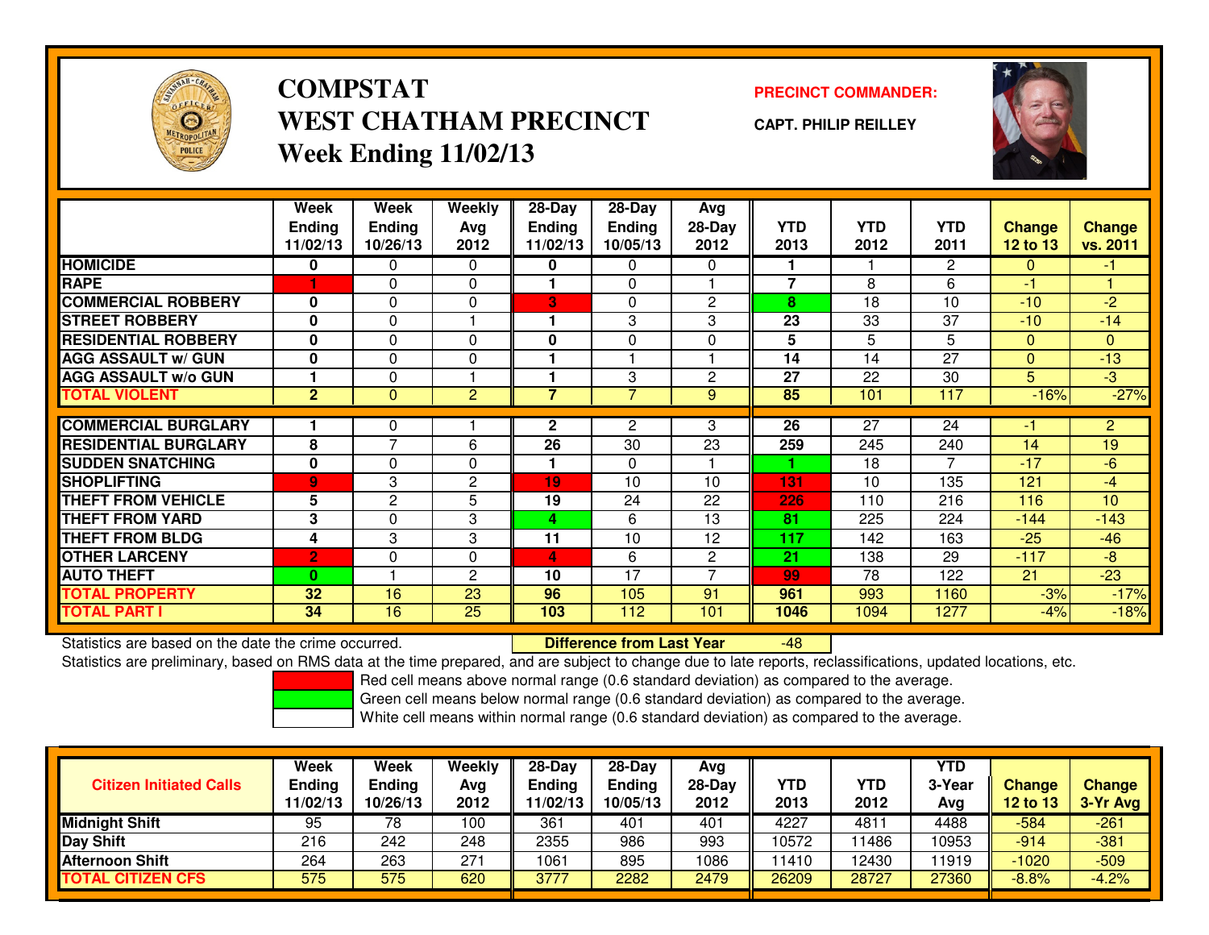# COMPSTAT
# WEST CHATHAM PRECINCT
## Week Ending 11/02/13

**PRECINCT COMMANDER:**

**CAPT. PHILIP REILLEY**

| | Week Ending 11/02/13 | Week Ending 10/26/13 | Weekly Avg 2012 | 28-Day Ending 11/02/13 | 28-Day Ending 10/05/13 | Avg 28-Day 2012 | YTD 2013 | YTD 2012 | YTD 2011 | Change 12 to 13 | Change vs. 2011 |
|---|---|---|---|---|---|---|---|---|---|---|---|
| HOMICIDE | 0 | 0 | 0 | 0 | 0 | 0 | 1 | 1 | 2 | 0 | -1 |
| RAPE | 1 | 0 | 0 | 1 | 0 | 1 | 7 | 8 | 6 | -1 | 1 |
| COMMERCIAL ROBBERY | 0 | 0 | 0 | 3 | 0 | 2 | 8 | 18 | 10 | -10 | -2 |
| STREET ROBBERY | 0 | 0 | 1 | 1 | 3 | 3 | 23 | 33 | 37 | -10 | -14 |
| RESIDENTIAL ROBBERY | 0 | 0 | 0 | 0 | 0 | 0 | 5 | 5 | 5 | 0 | 0 |
| AGG ASSAULT w/ GUN | 0 | 0 | 0 | 1 | 1 | 1 | 14 | 14 | 27 | 0 | -13 |
| AGG ASSAULT w/o GUN | 1 | 0 | 1 | 1 | 3 | 2 | 27 | 22 | 30 | 5 | -3 |
| TOTAL VIOLENT | 2 | 0 | 2 | 7 | 7 | 9 | 85 | 101 | 117 | -16% | -27% |
| COMMERCIAL BURGLARY | 1 | 0 | 1 | 2 | 2 | 3 | 26 | 27 | 24 | -1 | 2 |
| RESIDENTIAL BURGLARY | 8 | 7 | 6 | 26 | 30 | 23 | 259 | 245 | 240 | 14 | 19 |
| SUDDEN SNATCHING | 0 | 0 | 0 | 1 | 0 | 1 | 1 | 18 | 7 | -17 | -6 |
| SHOPLIFTING | 9 | 3 | 2 | 19 | 10 | 10 | 131 | 10 | 135 | 121 | -4 |
| THEFT FROM VEHICLE | 5 | 2 | 5 | 19 | 24 | 22 | 226 | 110 | 216 | 116 | 10 |
| THEFT FROM YARD | 3 | 0 | 3 | 4 | 6 | 13 | 81 | 225 | 224 | -144 | -143 |
| THEFT FROM BLDG | 4 | 3 | 3 | 11 | 10 | 12 | 117 | 142 | 163 | -25 | -46 |
| OTHER LARCENY | 2 | 0 | 0 | 4 | 6 | 2 | 21 | 138 | 29 | -117 | -8 |
| AUTO THEFT | 0 | 1 | 2 | 10 | 17 | 7 | 99 | 78 | 122 | 21 | -23 |
| TOTAL PROPERTY | 32 | 16 | 23 | 96 | 105 | 91 | 961 | 993 | 1160 | -3% | -17% |
| TOTAL PART I | 34 | 16 | 25 | 103 | 112 | 101 | 1046 | 1094 | 1277 | -4% | -18% |

Statistics are based on the date the crime occurred. **Difference from Last Year** -48

Statistics are preliminary, based on RMS data at the time prepared, and are subject to change due to late reports, reclassifications, updated locations, etc.

Red cell means above normal range (0.6 standard deviation) as compared to the average.

Green cell means below normal range (0.6 standard deviation) as compared to the average.

White cell means within normal range (0.6 standard deviation) as compared to the average.

| Citizen Initiated Calls | Week Ending 11/02/13 | Week Ending 10/26/13 | Weekly Avg 2012 | 28-Day Ending 11/02/13 | 28-Day Ending 10/05/13 | Avg 28-Day 2012 | YTD 2013 | YTD 2012 | YTD 3-Year Avg | Change 12 to 13 | Change 3-Yr Avg |
|---|---|---|---|---|---|---|---|---|---|---|---|
| Midnight Shift | 95 | 78 | 100 | 361 | 401 | 401 | 4227 | 4811 | 4488 | -584 | -261 |
| Day Shift | 216 | 242 | 248 | 2355 | 986 | 993 | 10572 | 11486 | 10953 | -914 | -381 |
| Afternoon Shift | 264 | 263 | 271 | 1061 | 895 | 1086 | 11410 | 12430 | 11919 | -1020 | -509 |
| TOTAL CITIZEN CFS | 575 | 575 | 620 | 3777 | 2282 | 2479 | 26209 | 28727 | 27360 | -8.8% | -4.2% |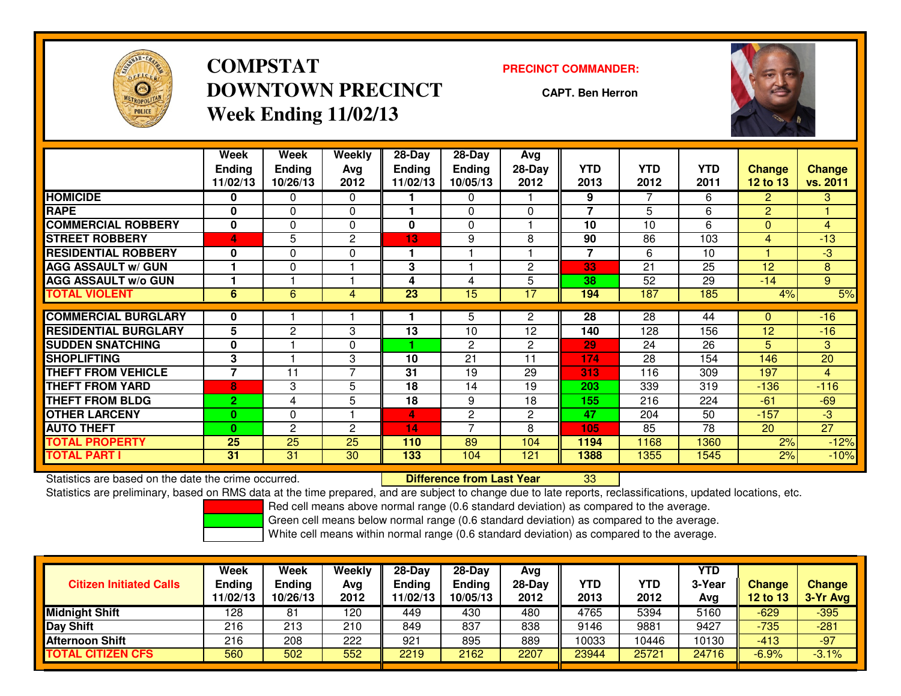# COMPSTAT
# DOWNTOWN PRECINCT
## Week Ending 11/02/13

**PRECINCT COMMANDER:**

**CAPT. Ben Herron**

| | Week Ending 11/02/13 | Week Ending 10/26/13 | Weekly Avg 2012 | 28-Day Ending 11/02/13 | 28-Day Ending 10/05/13 | Avg 28-Day 2012 | YTD 2013 | YTD 2012 | YTD 2011 | Change 12 to 13 | Change vs. 2011 |
|---|---|---|---|---|---|---|---|---|---|---|---|
| **HOMICIDE** | **0** | 0 | 0 | **1** | 0 | 1 | **9** | 7 | 6 | 2 | 3 |
| **RAPE** | **0** | 0 | 0 | **1** | 0 | 0 | **7** | 5 | 6 | 2 | 1 |
| **COMMERCIAL ROBBERY** | **0** | 0 | 0 | **0** | 0 | 1 | **10** | 10 | 6 | 0 | 4 |
| **STREET ROBBERY** | **4** | 5 | 2 | **13** | 9 | 8 | **90** | 86 | 103 | 4 | -13 |
| **RESIDENTIAL ROBBERY** | **0** | 0 | 0 | **1** | 1 | 1 | **7** | 6 | 10 | 1 | -3 |
| **AGG ASSAULT w/ GUN** | **1** | 0 | 1 | **3** | 1 | 2 | **33** | 21 | 25 | 12 | 8 |
| **AGG ASSAULT w/o GUN** | **1** | 1 | 1 | **4** | 4 | 5 | **38** | 52 | 29 | -14 | 9 |
| **TOTAL VIOLENT** | **6** | 6 | 4 | **23** | 15 | 17 | **194** | 187 | 185 | 4% | 5% |
| **COMMERCIAL BURGLARY** | **0** | 1 | 1 | **1** | 5 | 2 | **28** | 28 | 44 | 0 | -16 |
| **RESIDENTIAL BURGLARY** | **5** | 2 | 3 | **13** | 10 | 12 | **140** | 128 | 156 | 12 | -16 |
| **SUDDEN SNATCHING** | **0** | 1 | 0 | **1** | 2 | 2 | **29** | 24 | 26 | 5 | 3 |
| **SHOPLIFTING** | **3** | 1 | 3 | **10** | 21 | 11 | **174** | 28 | 154 | 146 | 20 |
| **THEFT FROM VEHICLE** | **7** | 11 | 7 | **31** | 19 | 29 | **313** | 116 | 309 | 197 | 4 |
| **THEFT FROM YARD** | **8** | 3 | 5 | **18** | 14 | 19 | **203** | 339 | 319 | -136 | -116 |
| **THEFT FROM BLDG** | **2** | 4 | 5 | **18** | 9 | 18 | **155** | 216 | 224 | -61 | -69 |
| **OTHER LARCENY** | **0** | 0 | 1 | **4** | 2 | 2 | **47** | 204 | 50 | -157 | -3 |
| **AUTO THEFT** | **0** | 2 | 2 | **14** | 7 | 8 | **105** | 85 | 78 | 20 | 27 |
| **TOTAL PROPERTY** | **25** | 25 | 25 | **110** | 89 | 104 | **1194** | 1168 | 1360 | 2% | -12% |
| **TOTAL PART I** | **31** | 31 | 30 | **133** | 104 | 121 | **1388** | 1355 | 1545 | 2% | -10% |

Statistics are based on the date the crime occurred. **Difference from Last Year** 33

Statistics are preliminary, based on RMS data at the time prepared, and are subject to change due to late reports, reclassifications, updated locations, etc.

Red cell means above normal range (0.6 standard deviation) as compared to the average.
Green cell means below normal range (0.6 standard deviation) as compared to the average.
White cell means within normal range (0.6 standard deviation) as compared to the average.

| Citizen Initiated Calls | Week Ending 11/02/13 | Week Ending 10/26/13 | Weekly Avg 2012 | 28-Day Ending 11/02/13 | 28-Day Ending 10/05/13 | Avg 28-Day 2012 | YTD 2013 | YTD 2012 | YTD 3-Year Avg | Change 12 to 13 | Change 3-Yr Avg |
|---|---|---|---|---|---|---|---|---|---|---|---|
| **Midnight Shift** | 128 | 81 | 120 | 449 | 430 | 480 | 4765 | 5394 | 5160 | -629 | -395 |
| **Day Shift** | 216 | 213 | 210 | 849 | 837 | 838 | 9146 | 9881 | 9427 | -735 | -281 |
| **Afternoon Shift** | 216 | 208 | 222 | 921 | 895 | 889 | 10033 | 10446 | 10130 | -413 | -97 |
| **TOTAL CITIZEN CFS** | 560 | 502 | 552 | 2219 | 2162 | 2207 | 23944 | 25721 | 24716 | -6.9% | -3.1% |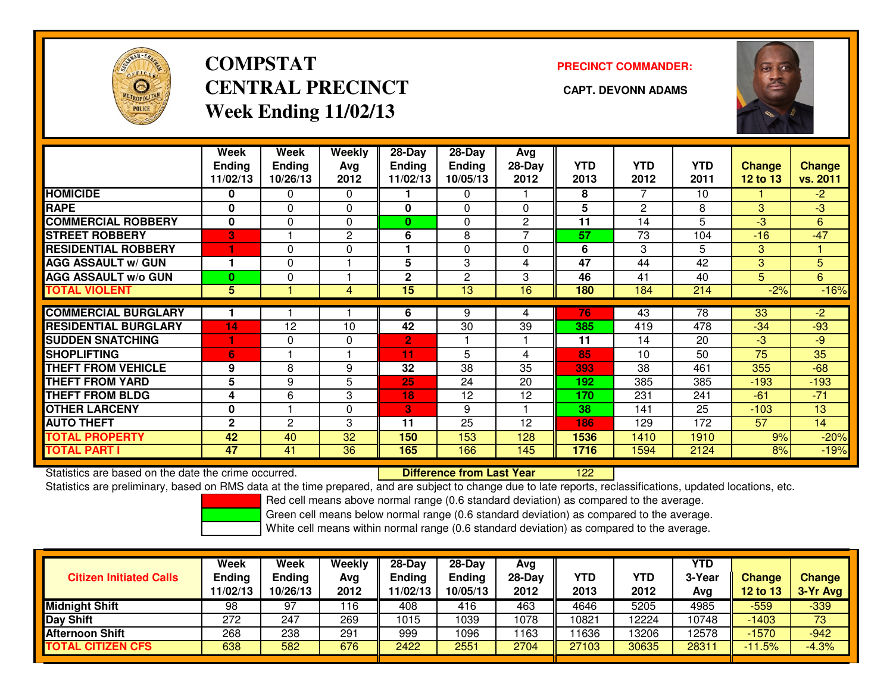# COMPSTAT
# CENTRAL PRECINCT
## Week Ending 11/02/13

**PRECINCT COMMANDER:**

**CAPT. DEVONN ADAMS**

| | Week Ending 11/02/13 | Week Ending 10/26/13 | Weekly Avg 2012 | 28-Day Ending 11/02/13 | 28-Day Ending 10/05/13 | Avg 28-Day 2012 | YTD 2013 | YTD 2012 | YTD 2011 | Change 12 to 13 | Change vs. 2011 |
|---|---|---|---|---|---|---|---|---|---|---|---|
| HOMICIDE | 0 | 0 | 0 | 1 | 0 | 1 | 8 | 7 | 10 | 1 | -2 |
| RAPE | 0 | 0 | 0 | 0 | 0 | 0 | 5 | 2 | 8 | 3 | -3 |
| COMMERCIAL ROBBERY | 0 | 0 | 0 | 0 | 0 | 2 | 11 | 14 | 5 | -3 | 6 |
| STREET ROBBERY | 3 | 1 | 2 | 6 | 8 | 7 | 57 | 73 | 104 | -16 | -47 |
| RESIDENTIAL ROBBERY | 1 | 0 | 0 | 1 | 0 | 0 | 6 | 3 | 5 | 3 | 1 |
| AGG ASSAULT w/ GUN | 1 | 0 | 1 | 5 | 3 | 4 | 47 | 44 | 42 | 3 | 5 |
| AGG ASSAULT w/o GUN | 0 | 0 | 1 | 2 | 2 | 3 | 46 | 41 | 40 | 5 | 6 |
| TOTAL VIOLENT | 5 | 1 | 4 | 15 | 13 | 16 | 180 | 184 | 214 | -2% | -16% |
| COMMERCIAL BURGLARY | 1 | 1 | 1 | 6 | 9 | 4 | 76 | 43 | 78 | 33 | -2 |
| RESIDENTIAL BURGLARY | 14 | 12 | 10 | 42 | 30 | 39 | 385 | 419 | 478 | -34 | -93 |
| SUDDEN SNATCHING | 1 | 0 | 0 | 2 | 1 | 1 | 11 | 14 | 20 | -3 | -9 |
| SHOPLIFTING | 6 | 1 | 1 | 11 | 5 | 4 | 85 | 10 | 50 | 75 | 35 |
| THEFT FROM VEHICLE | 9 | 8 | 9 | 32 | 38 | 35 | 393 | 38 | 461 | 355 | -68 |
| THEFT FROM YARD | 5 | 9 | 5 | 25 | 24 | 20 | 192 | 385 | 385 | -193 | -193 |
| THEFT FROM BLDG | 4 | 6 | 3 | 18 | 12 | 12 | 170 | 231 | 241 | -61 | -71 |
| OTHER LARCENY | 0 | 1 | 0 | 3 | 9 | 1 | 38 | 141 | 25 | -103 | 13 |
| AUTO THEFT | 2 | 2 | 3 | 11 | 25 | 12 | 186 | 129 | 172 | 57 | 14 |
| TOTAL PROPERTY | 42 | 40 | 32 | 150 | 153 | 128 | 1536 | 1410 | 1910 | 9% | -20% |
| TOTAL PART I | 47 | 41 | 36 | 165 | 166 | 145 | 1716 | 1594 | 2124 | 8% | -19% |

Statistics are based on the date the crime occurred. **Difference from Last Year** 122

Statistics are preliminary, based on RMS data at the time prepared, and are subject to change due to late reports, reclassifications, updated locations, etc.

Red cell means above normal range (0.6 standard deviation) as compared to the average.
Green cell means below normal range (0.6 standard deviation) as compared to the average.
White cell means within normal range (0.6 standard deviation) as compared to the average.

| Citizen Initiated Calls | Week Ending 11/02/13 | Week Ending 10/26/13 | Weekly Avg 2012 | 28-Day Ending 11/02/13 | 28-Day Ending 10/05/13 | Avg 28-Day 2012 | YTD 2013 | YTD 2012 | YTD 3-Year Avg | Change 12 to 13 | Change 3-Yr Avg |
|---|---|---|---|---|---|---|---|---|---|---|---|
| Midnight Shift | 98 | 97 | 116 | 408 | 416 | 463 | 4646 | 5205 | 4985 | -559 | -339 |
| Day Shift | 272 | 247 | 269 | 1015 | 1039 | 1078 | 10821 | 12224 | 10748 | -1403 | 73 |
| Afternoon Shift | 268 | 238 | 291 | 999 | 1096 | 1163 | 11636 | 13206 | 12578 | -1570 | -942 |
| TOTAL CITIZEN CFS | 638 | 582 | 676 | 2422 | 2551 | 2704 | 27103 | 30635 | 28311 | -11.5% | -4.3% |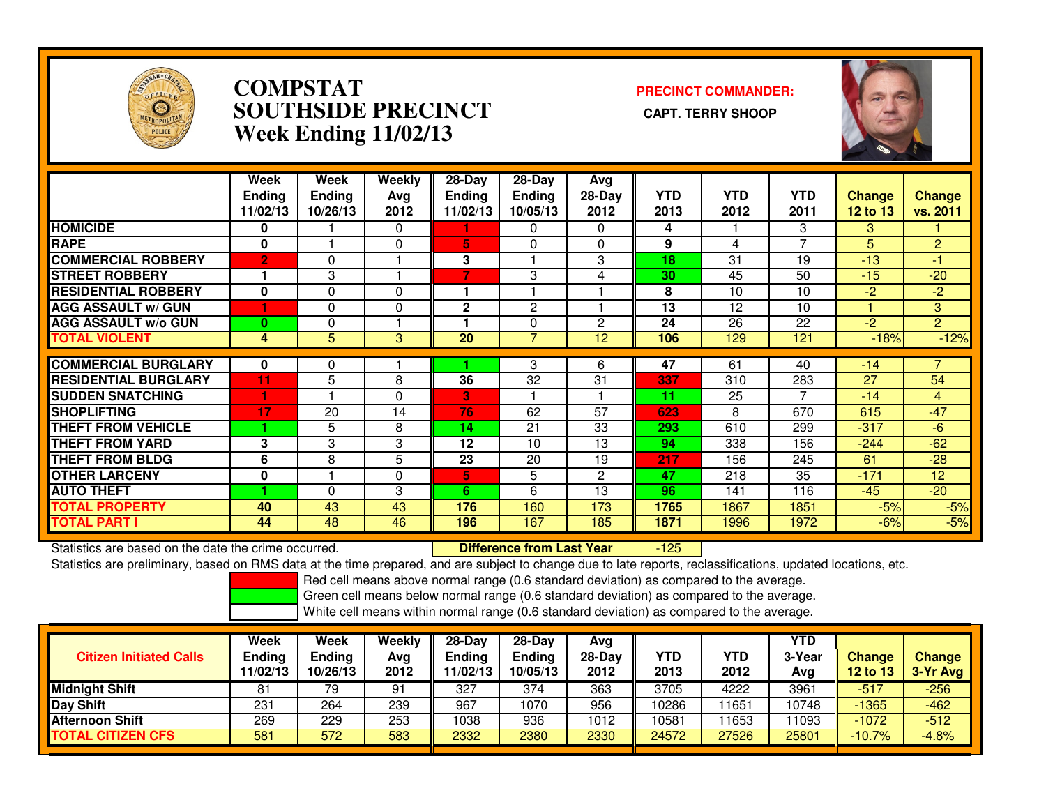# COMPSTAT
# SOUTHSIDE PRECINCT
# Week Ending 11/02/13

**PRECINCT COMMANDER:**

**CAPT. TERRY SHOOP**

| | Week Ending 11/02/13 | Week Ending 10/26/13 | Weekly Avg 2012 | 28-Day Ending 11/02/13 | 28-Day Ending 10/05/13 | Avg 28-Day 2012 | YTD 2013 | YTD 2012 | YTD 2011 | Change 12 to 13 | Change vs. 2011 |
|---|---|---|---|---|---|---|---|---|---|---|---|
| HOMICIDE | 0 | 1 | 0 | 1 | 0 | 0 | 4 | 1 | 3 | 3 | 1 |
| RAPE | 0 | 1 | 0 | 5 | 0 | 0 | 9 | 4 | 7 | 5 | 2 |
| COMMERCIAL ROBBERY | 2 | 0 | 1 | 3 | 1 | 3 | 18 | 31 | 19 | -13 | -1 |
| STREET ROBBERY | 1 | 3 | 1 | 7 | 3 | 4 | 30 | 45 | 50 | -15 | -20 |
| RESIDENTIAL ROBBERY | 0 | 0 | 0 | 1 | 1 | 1 | 8 | 10 | 10 | -2 | -2 |
| AGG ASSAULT w/ GUN | 1 | 0 | 0 | 2 | 2 | 1 | 13 | 12 | 10 | 1 | 3 |
| AGG ASSAULT w/o GUN | 0 | 0 | 1 | 1 | 0 | 2 | 24 | 26 | 22 | -2 | 2 |
| TOTAL VIOLENT | 4 | 5 | 3 | 20 | 7 | 12 | 106 | 129 | 121 | -18% | -12% |
| COMMERCIAL BURGLARY | 0 | 0 | 1 | 1 | 3 | 6 | 47 | 61 | 40 | -14 | 7 |
| RESIDENTIAL BURGLARY | 11 | 5 | 8 | 36 | 32 | 31 | 337 | 310 | 283 | 27 | 54 |
| SUDDEN SNATCHING | 1 | 1 | 0 | 3 | 1 | 1 | 11 | 25 | 7 | -14 | 4 |
| SHOPLIFTING | 17 | 20 | 14 | 76 | 62 | 57 | 623 | 8 | 670 | 615 | -47 |
| THEFT FROM VEHICLE | 1 | 5 | 8 | 14 | 21 | 33 | 293 | 610 | 299 | -317 | -6 |
| THEFT FROM YARD | 3 | 3 | 3 | 12 | 10 | 13 | 94 | 338 | 156 | -244 | -62 |
| THEFT FROM BLDG | 6 | 8 | 5 | 23 | 20 | 19 | 217 | 156 | 245 | 61 | -28 |
| OTHER LARCENY | 0 | 1 | 0 | 5 | 5 | 2 | 47 | 218 | 35 | -171 | 12 |
| AUTO THEFT | 1 | 0 | 3 | 6 | 6 | 13 | 96 | 141 | 116 | -45 | -20 |
| TOTAL PROPERTY | 40 | 43 | 43 | 176 | 160 | 173 | 1765 | 1867 | 1851 | -5% | -5% |
| TOTAL PART I | 44 | 48 | 46 | 196 | 167 | 185 | 1871 | 1996 | 1972 | -6% | -5% |

Statistics are based on the date the crime occurred. **Difference from Last Year** -125

Statistics are preliminary, based on RMS data at the time prepared, and are subject to change due to late reports, reclassifications, updated locations, etc.

Red cell means above normal range (0.6 standard deviation) as compared to the average.
Green cell means below normal range (0.6 standard deviation) as compared to the average.
White cell means within normal range (0.6 standard deviation) as compared to the average.

| Citizen Initiated Calls | Week Ending 11/02/13 | Week Ending 10/26/13 | Weekly Avg 2012 | 28-Day Ending 11/02/13 | 28-Day Ending 10/05/13 | Avg 28-Day 2012 | YTD 2013 | YTD 2012 | YTD 3-Year Avg | Change 12 to 13 | Change 3-Yr Avg |
|---|---|---|---|---|---|---|---|---|---|---|---|
| Midnight Shift | 81 | 79 | 91 | 327 | 374 | 363 | 3705 | 4222 | 3961 | -517 | -256 |
| Day Shift | 231 | 264 | 239 | 967 | 1070 | 956 | 10286 | 11651 | 10748 | -1365 | -462 |
| Afternoon Shift | 269 | 229 | 253 | 1038 | 936 | 1012 | 10581 | 11653 | 11093 | -1072 | -512 |
| TOTAL CITIZEN CFS | 581 | 572 | 583 | 2332 | 2380 | 2330 | 24572 | 27526 | 25801 | -10.7% | -4.8% |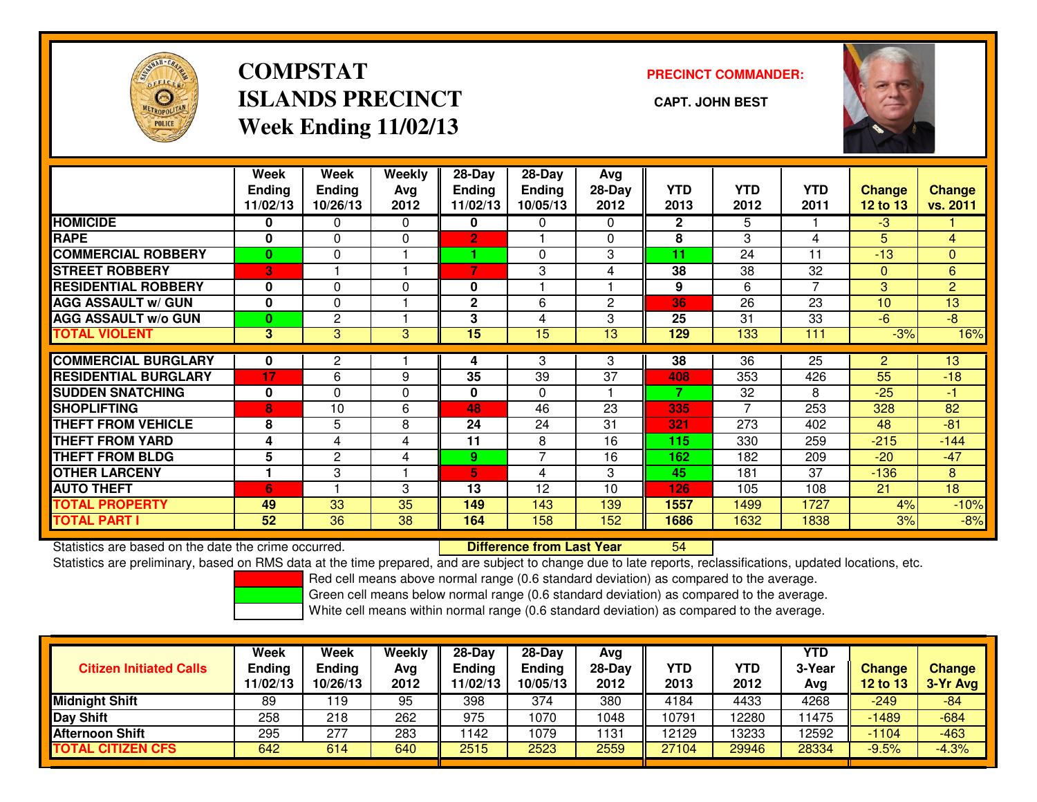# COMPSTAT
# ISLANDS PRECINCT
# Week Ending 11/02/13

**PRECINCT COMMANDER:**

**CAPT. JOHN BEST**

| | Week Ending 11/02/13 | Week Ending 10/26/13 | Weekly Avg 2012 | 28-Day Ending 11/02/13 | 28-Day Ending 10/05/13 | Avg 28-Day 2012 | YTD 2013 | YTD 2012 | YTD 2011 | Change 12 to 13 | Change vs. 2011 |
|---|---|---|---|---|---|---|---|---|---|---|---|
| HOMICIDE | 0 | 0 | 0 | 0 | 0 | 0 | 2 | 5 | 1 | -3 | 1 |
| RAPE | 0 | 0 | 0 | 2 | 1 | 0 | 8 | 3 | 4 | 5 | 4 |
| COMMERCIAL ROBBERY | 0 | 0 | 1 | 1 | 0 | 3 | 11 | 24 | 11 | -13 | 0 |
| STREET ROBBERY | 3 | 1 | 1 | 7 | 3 | 4 | 38 | 38 | 32 | 0 | 6 |
| RESIDENTIAL ROBBERY | 0 | 0 | 0 | 0 | 1 | 1 | 9 | 6 | 7 | 3 | 2 |
| AGG ASSAULT w/ GUN | 0 | 0 | 1 | 2 | 6 | 2 | 36 | 26 | 23 | 10 | 13 |
| AGG ASSAULT w/o GUN | 0 | 2 | 1 | 3 | 4 | 3 | 25 | 31 | 33 | -6 | -8 |
| TOTAL VIOLENT | 3 | 3 | 3 | 15 | 15 | 13 | 129 | 133 | 111 | -3% | 16% |
| COMMERCIAL BURGLARY | 0 | 2 | 1 | 4 | 3 | 3 | 38 | 36 | 25 | 2 | 13 |
| RESIDENTIAL BURGLARY | 17 | 6 | 9 | 35 | 39 | 37 | 408 | 353 | 426 | 55 | -18 |
| SUDDEN SNATCHING | 0 | 0 | 0 | 0 | 0 | 1 | 7 | 32 | 8 | -25 | -1 |
| SHOPLIFTING | 8 | 10 | 6 | 48 | 46 | 23 | 335 | 7 | 253 | 328 | 82 |
| THEFT FROM VEHICLE | 8 | 5 | 8 | 24 | 24 | 31 | 321 | 273 | 402 | 48 | -81 |
| THEFT FROM YARD | 4 | 4 | 4 | 11 | 8 | 16 | 115 | 330 | 259 | -215 | -144 |
| THEFT FROM BLDG | 5 | 2 | 4 | 9 | 7 | 16 | 162 | 182 | 209 | -20 | -47 |
| OTHER LARCENY | 1 | 3 | 1 | 5 | 4 | 3 | 45 | 181 | 37 | -136 | 8 |
| AUTO THEFT | 6 | 1 | 3 | 13 | 12 | 10 | 126 | 105 | 108 | 21 | 18 |
| TOTAL PROPERTY | 49 | 33 | 35 | 149 | 143 | 139 | 1557 | 1499 | 1727 | 4% | -10% |
| TOTAL PART I | 52 | 36 | 38 | 164 | 158 | 152 | 1686 | 1632 | 1838 | 3% | -8% |

Statistics are based on the date the crime occurred. **Difference from Last Year** 54

Statistics are preliminary, based on RMS data at the time prepared, and are subject to change due to late reports, reclassifications, updated locations, etc.

Red cell means above normal range (0.6 standard deviation) as compared to the average.
Green cell means below normal range (0.6 standard deviation) as compared to the average.
White cell means within normal range (0.6 standard deviation) as compared to the average.

| Citizen Initiated Calls | Week Ending 11/02/13 | Week Ending 10/26/13 | Weekly Avg 2012 | 28-Day Ending 11/02/13 | 28-Day Ending 10/05/13 | Avg 28-Day 2012 | YTD 2013 | YTD 2012 | YTD 3-Year Avg | Change 12 to 13 | Change 3-Yr Avg |
|---|---|---|---|---|---|---|---|---|---|---|---|
| Midnight Shift | 89 | 119 | 95 | 398 | 374 | 380 | 4184 | 4433 | 4268 | -249 | -84 |
| Day Shift | 258 | 218 | 262 | 975 | 1070 | 1048 | 10791 | 12280 | 11475 | -1489 | -684 |
| Afternoon Shift | 295 | 277 | 283 | 1142 | 1079 | 1131 | 12129 | 13233 | 12592 | -1104 | -463 |
| TOTAL CITIZEN CFS | 642 | 614 | 640 | 2515 | 2523 | 2559 | 27104 | 29946 | 28334 | -9.5% | -4.3% |